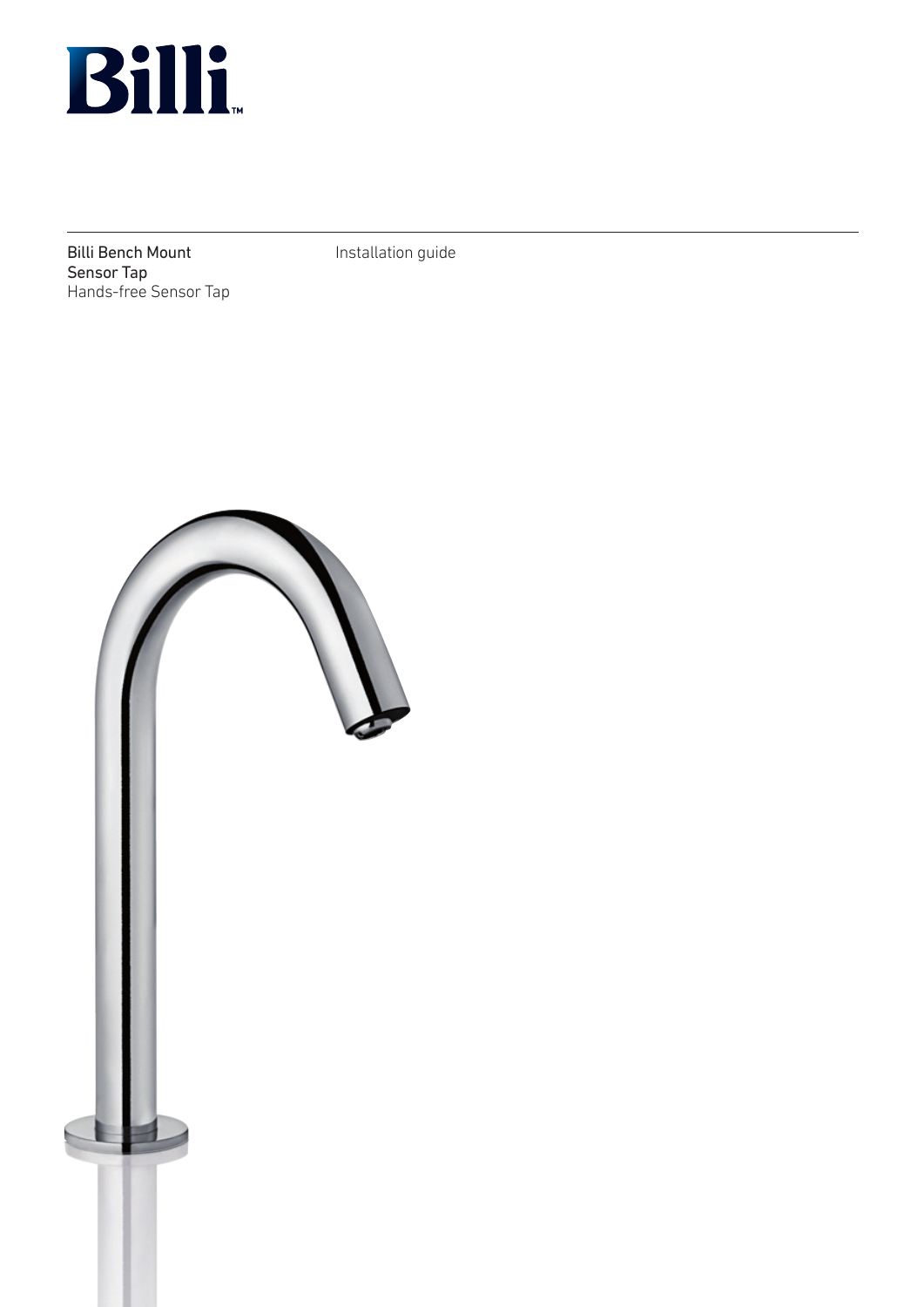# Billi

Billi Bench Mount Sensor Tap
Hands-free Sensor Tap

Installation guide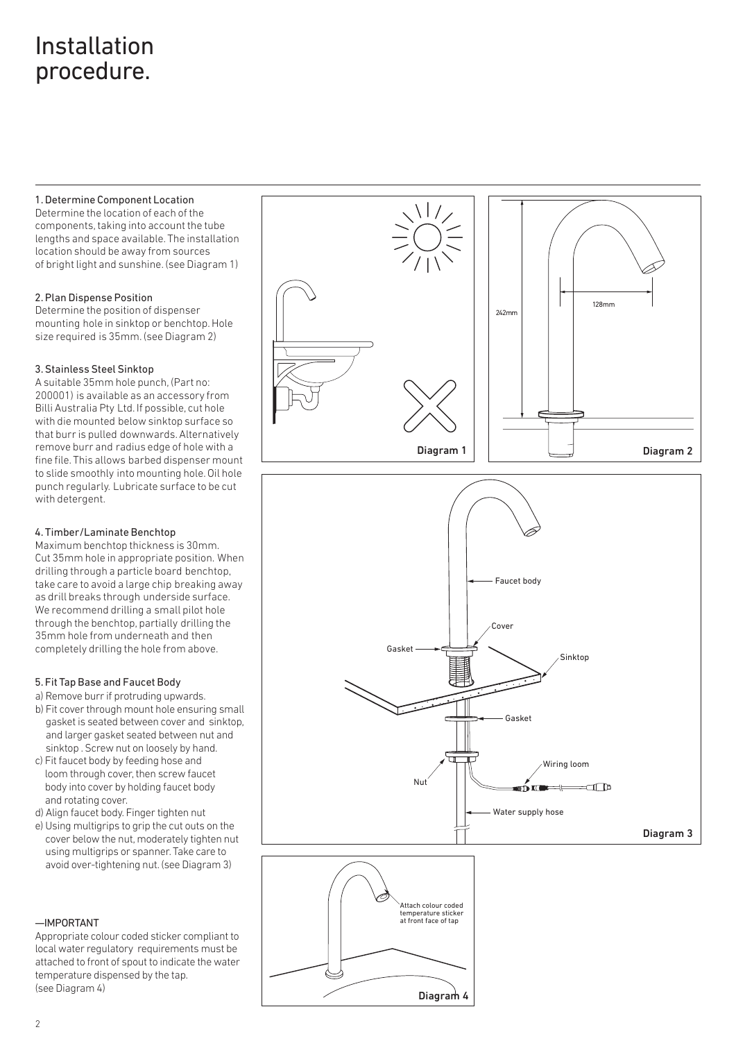# Installation procedure.

### 1. Determine Component Location

Determine the location of each of the components, taking into account the tube lengths and space available. The installation location should be away from sources of bright light and sunshine. (see Diagram 1)

### 2. Plan Dispense Position

Determine the position of dispenser mounting hole in sinktop or benchtop. Hole size required is 35mm. (see Diagram 2)

### 3. Stainless Steel Sinktop

A suitable 35mm hole punch, (Part no: 200001) is available as an accessory from Billi Australia Pty Ltd. If possible, cut hole with die mounted below sinktop surface so that burr is pulled downwards. Alternatively remove burr and radius edge of hole with a fine file. This allows barbed dispenser mount to slide smoothly into mounting hole. Oil hole punch regularly. Lubricate surface to be cut with detergent.

### 4. Timber/Laminate Benchtop

Maximum benchtop thickness is 30mm. Cut 35mm hole in appropriate position. When drilling through a particle board benchtop, take care to avoid a large chip breaking away as drill breaks through underside surface. We recommend drilling a small pilot hole through the benchtop, partially drilling the 35mm hole from underneath and then completely drilling the hole from above.

### 5. Fit Tap Base and Faucet Body

a) Remove burr if protruding upwards.
b) Fit cover through mount hole ensuring small gasket is seated between cover and sinktop, and larger gasket seated between nut and sinktop . Screw nut on loosely by hand.
c) Fit faucet body by feeding hose and loom through cover, then screw faucet body into cover by holding faucet body and rotating cover.
d) Align faucet body. Finger tighten nut
e) Using multigrips to grip the cut outs on the cover below the nut, moderately tighten nut using multigrips or spanner. Take care to avoid over-tightening nut. (see Diagram 3)

—IMPORTANT

Appropriate colour coded sticker compliant to local water regulatory requirements must be attached to front of spout to indicate the water temperature dispensed by the tap. (see Diagram 4)

Diagram 1

242mm
128mm

Diagram 2

Faucet body
Cover
Gasket
Sinktop
Gasket
Wiring loom
Nut
Water supply hose

Diagram 3

Attach colour coded temperature sticker at front face of tap

Diagram 4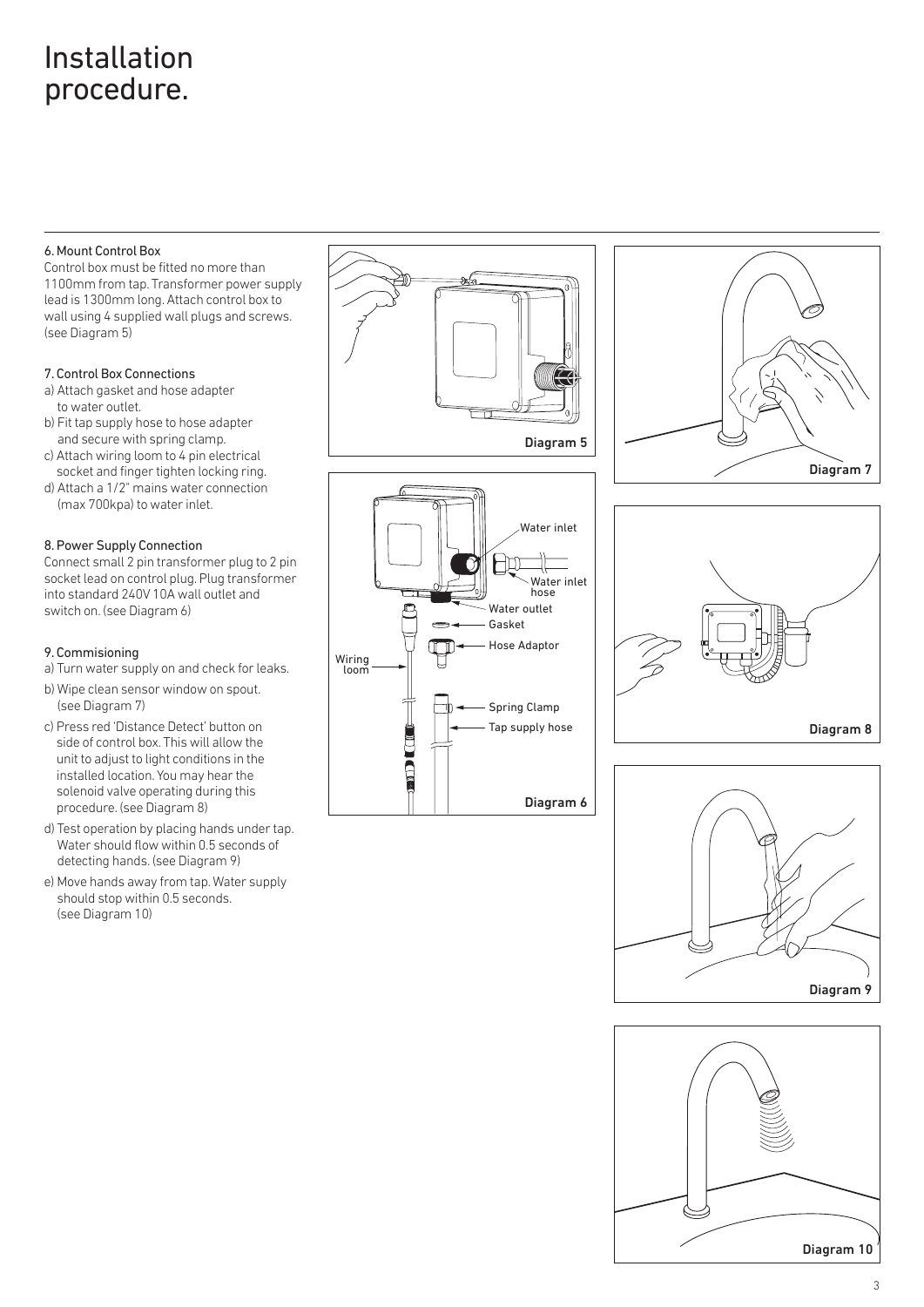# Installation procedure.

#### 6. Mount Control Box

Control box must be fitted no more than 1100mm from tap. Transformer power supply lead is 1300mm long. Attach control box to wall using 4 supplied wall plugs and screws. (see Diagram 5)

#### 7. Control Box Connections

a) Attach gasket and hose adapter to water outlet.

b) Fit tap supply hose to hose adapter and secure with spring clamp.

c) Attach wiring loom to 4 pin electrical socket and finger tighten locking ring.

d) Attach a 1/2" mains water connection (max 700kpa) to water inlet.

#### 8. Power Supply Connection

Connect small 2 pin transformer plug to 2 pin socket lead on control plug. Plug transformer into standard 240V 10A wall outlet and switch on. (see Diagram 6)

#### 9. Commisioning

a) Turn water supply on and check for leaks.

b) Wipe clean sensor window on spout. (see Diagram 7)

c) Press red 'Distance Detect' button on side of control box. This will allow the unit to adjust to light conditions in the installed location. You may hear the solenoid valve operating during this procedure. (see Diagram 8)

d) Test operation by placing hands under tap. Water should flow within 0.5 seconds of detecting hands. (see Diagram 9)

e) Move hands away from tap. Water supply should stop within 0.5 seconds. (see Diagram 10)

Diagram 5

Water inlet
Water inlet hose
Water outlet
Gasket
Hose Adaptor
Wiring loom
Spring Clamp
Tap supply hose

Diagram 6

Diagram 7

Diagram 8

Diagram 9

Diagram 10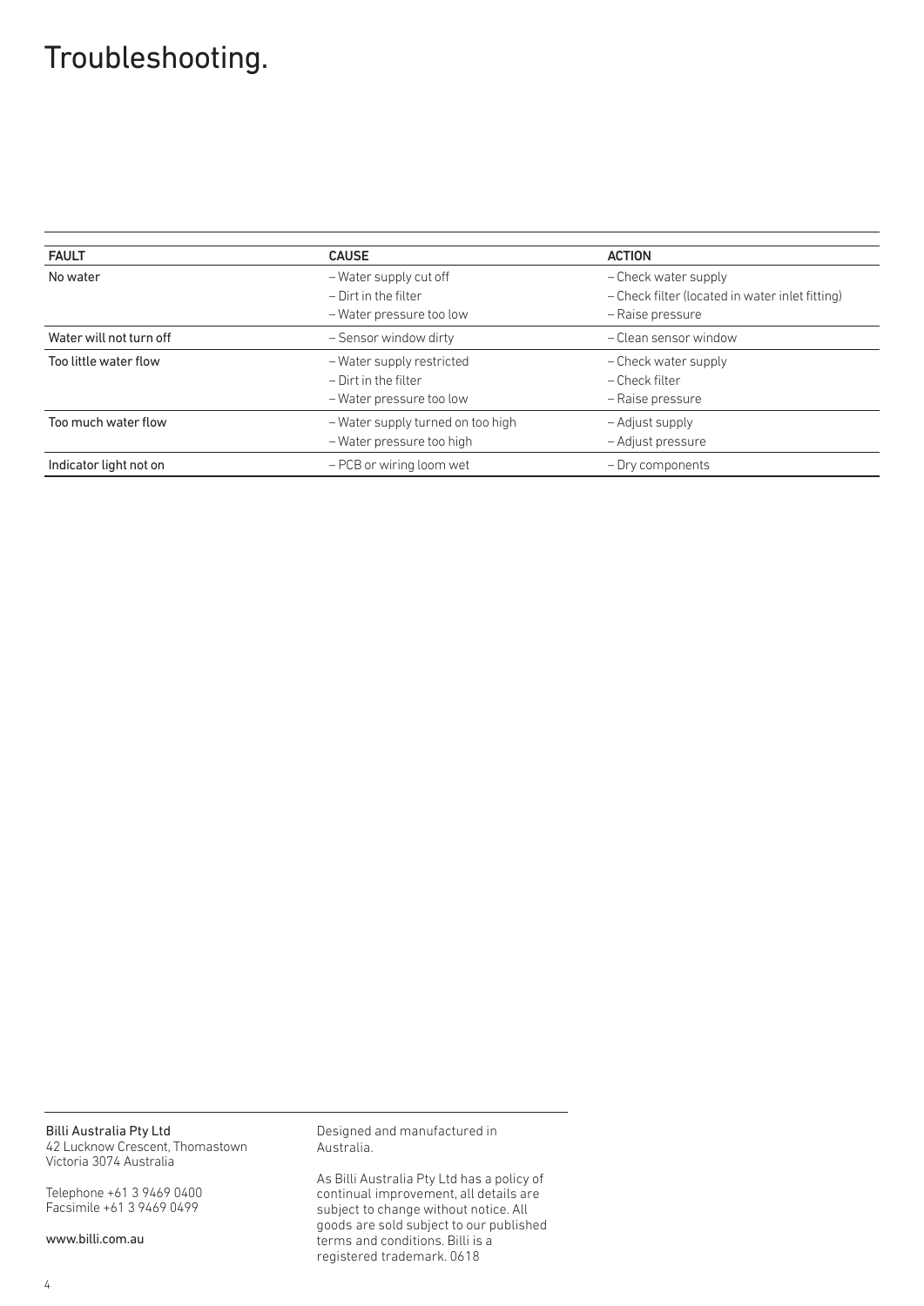# Troubleshooting.

| FAULT | CAUSE | ACTION |
| --- | --- | --- |
| No water | – Water supply cut off<br>– Dirt in the filter<br>– Water pressure too low | – Check water supply<br>– Check filter (located in water inlet fitting)<br>– Raise pressure |
| Water will not turn off | – Sensor window dirty | – Clean sensor window |
| Too little water flow | – Water supply restricted<br>– Dirt in the filter<br>– Water pressure too low | – Check water supply<br>– Check filter<br>– Raise pressure |
| Too much water flow | – Water supply turned on too high<br>– Water pressure too high | – Adjust supply<br>– Adjust pressure |
| Indicator light not on | – PCB or wiring loom wet | – Dry components |

Billi Australia Pty Ltd
42 Lucknow Crescent, Thomastown
Victoria 3074 Australia

Telephone +61 3 9469 0400
Facsimile +61 3 9469 0499

www.billi.com.au

Designed and manufactured in Australia.

As Billi Australia Pty Ltd has a policy of continual improvement, all details are subject to change without notice. All goods are sold subject to our published terms and conditions. Billi is a registered trademark. 0618